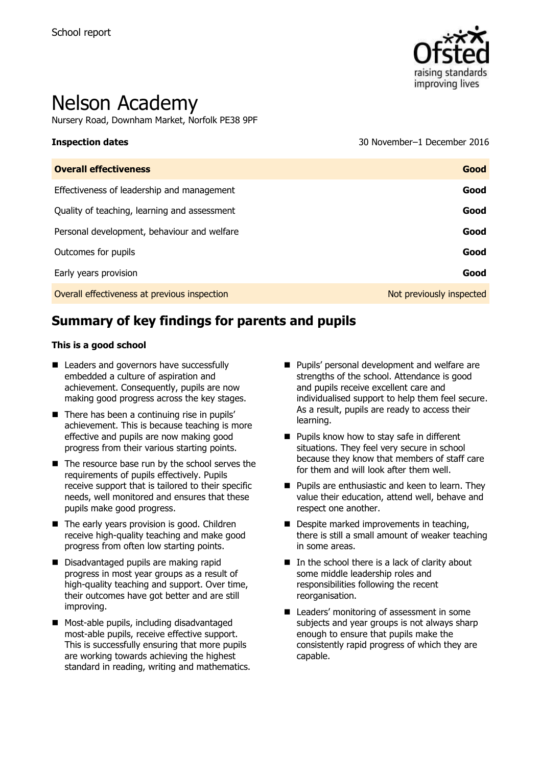School report

# Nelson Academy

Nursery Road, Downham Market, Norfolk PE38 9PF

**Inspection dates** 30 November–1 December 2016

| **Overall effectiveness** | **Good** |
|---|---|
| Effectiveness of leadership and management | **Good** |
| Quality of teaching, learning and assessment | **Good** |
| Personal development, behaviour and welfare | **Good** |
| Outcomes for pupils | **Good** |
| Early years provision | **Good** |
| Overall effectiveness at previous inspection | Not previously inspected |

## Summary of key findings for parents and pupils

**This is a good school**

- Leaders and governors have successfully embedded a culture of aspiration and achievement. Consequently, pupils are now making good progress across the key stages.
- There has been a continuing rise in pupils' achievement. This is because teaching is more effective and pupils are now making good progress from their various starting points.
- The resource base run by the school serves the requirements of pupils effectively. Pupils receive support that is tailored to their specific needs, well monitored and ensures that these pupils make good progress.
- The early years provision is good. Children receive high-quality teaching and make good progress from often low starting points.
- Disadvantaged pupils are making rapid progress in most year groups as a result of high-quality teaching and support. Over time, their outcomes have got better and are still improving.
- Most-able pupils, including disadvantaged most-able pupils, receive effective support. This is successfully ensuring that more pupils are working towards achieving the highest standard in reading, writing and mathematics.
- Pupils' personal development and welfare are strengths of the school. Attendance is good and pupils receive excellent care and individualised support to help them feel secure. As a result, pupils are ready to access their learning.
- Pupils know how to stay safe in different situations. They feel very secure in school because they know that members of staff care for them and will look after them well.
- Pupils are enthusiastic and keen to learn. They value their education, attend well, behave and respect one another.
- Despite marked improvements in teaching, there is still a small amount of weaker teaching in some areas.
- In the school there is a lack of clarity about some middle leadership roles and responsibilities following the recent reorganisation.
- Leaders' monitoring of assessment in some subjects and year groups is not always sharp enough to ensure that pupils make the consistently rapid progress of which they are capable.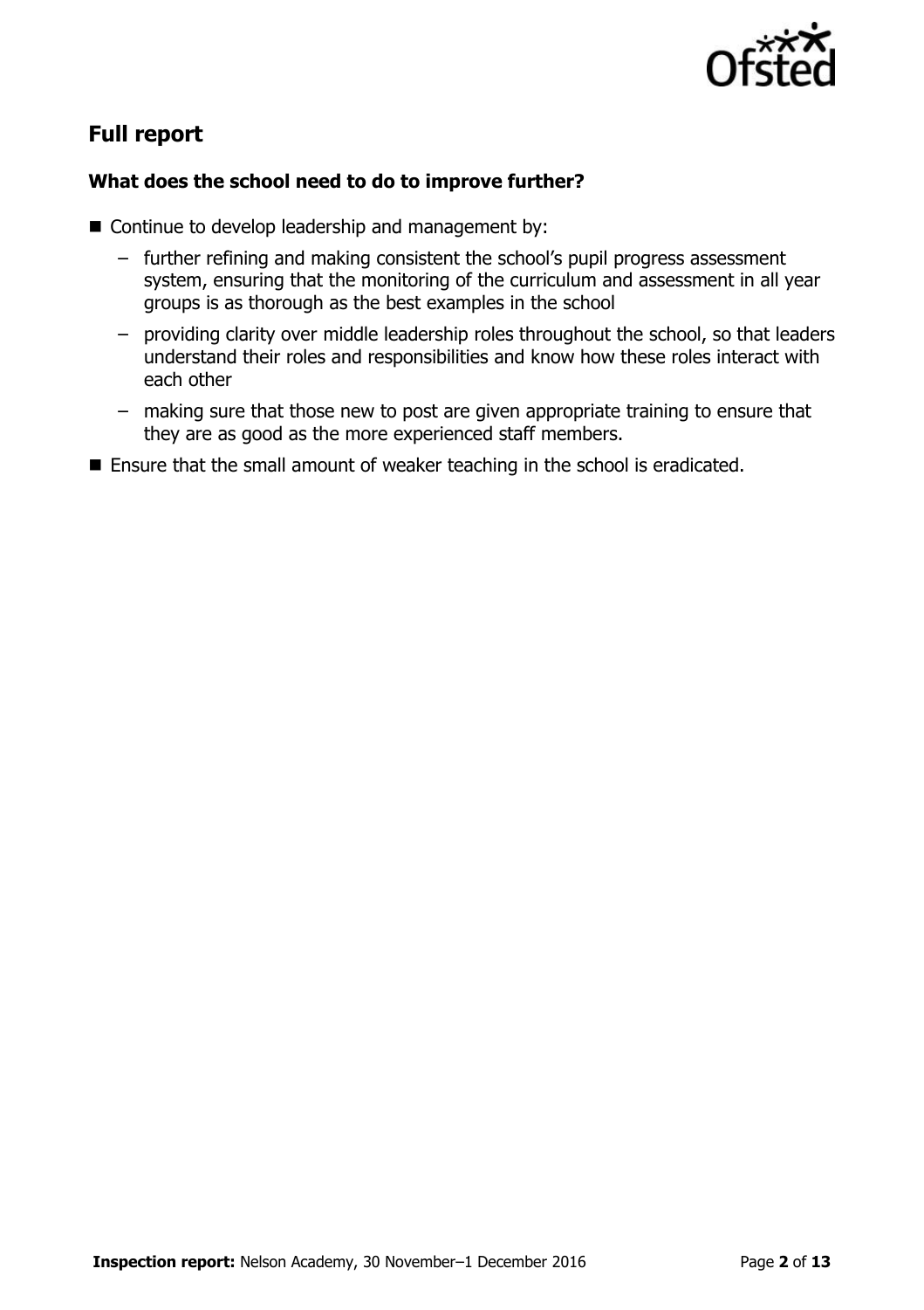## Full report

### What does the school need to do to improve further?

- Continue to develop leadership and management by:
  - further refining and making consistent the school's pupil progress assessment system, ensuring that the monitoring of the curriculum and assessment in all year groups is as thorough as the best examples in the school
  - providing clarity over middle leadership roles throughout the school, so that leaders understand their roles and responsibilities and know how these roles interact with each other
  - making sure that those new to post are given appropriate training to ensure that they are as good as the more experienced staff members.
- Ensure that the small amount of weaker teaching in the school is eradicated.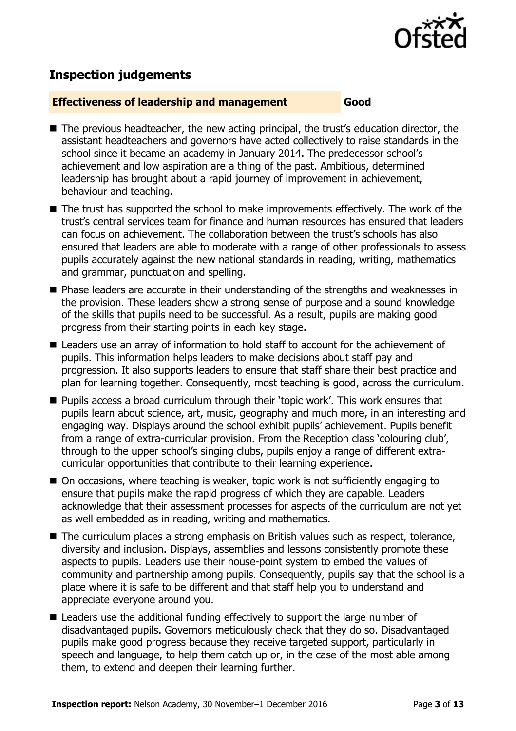## Inspection judgements

**Effectiveness of leadership and management** **Good**

- The previous headteacher, the new acting principal, the trust's education director, the assistant headteachers and governors have acted collectively to raise standards in the school since it became an academy in January 2014. The predecessor school's achievement and low aspiration are a thing of the past. Ambitious, determined leadership has brought about a rapid journey of improvement in achievement, behaviour and teaching.
- The trust has supported the school to make improvements effectively. The work of the trust's central services team for finance and human resources has ensured that leaders can focus on achievement. The collaboration between the trust's schools has also ensured that leaders are able to moderate with a range of other professionals to assess pupils accurately against the new national standards in reading, writing, mathematics and grammar, punctuation and spelling.
- Phase leaders are accurate in their understanding of the strengths and weaknesses in the provision. These leaders show a strong sense of purpose and a sound knowledge of the skills that pupils need to be successful. As a result, pupils are making good progress from their starting points in each key stage.
- Leaders use an array of information to hold staff to account for the achievement of pupils. This information helps leaders to make decisions about staff pay and progression. It also supports leaders to ensure that staff share their best practice and plan for learning together. Consequently, most teaching is good, across the curriculum.
- Pupils access a broad curriculum through their 'topic work'. This work ensures that pupils learn about science, art, music, geography and much more, in an interesting and engaging way. Displays around the school exhibit pupils' achievement. Pupils benefit from a range of extra-curricular provision. From the Reception class 'colouring club', through to the upper school's singing clubs, pupils enjoy a range of different extra-curricular opportunities that contribute to their learning experience.
- On occasions, where teaching is weaker, topic work is not sufficiently engaging to ensure that pupils make the rapid progress of which they are capable. Leaders acknowledge that their assessment processes for aspects of the curriculum are not yet as well embedded as in reading, writing and mathematics.
- The curriculum places a strong emphasis on British values such as respect, tolerance, diversity and inclusion. Displays, assemblies and lessons consistently promote these aspects to pupils. Leaders use their house-point system to embed the values of community and partnership among pupils. Consequently, pupils say that the school is a place where it is safe to be different and that staff help you to understand and appreciate everyone around you.
- Leaders use the additional funding effectively to support the large number of disadvantaged pupils. Governors meticulously check that they do so. Disadvantaged pupils make good progress because they receive targeted support, particularly in speech and language, to help them catch up or, in the case of the most able among them, to extend and deepen their learning further.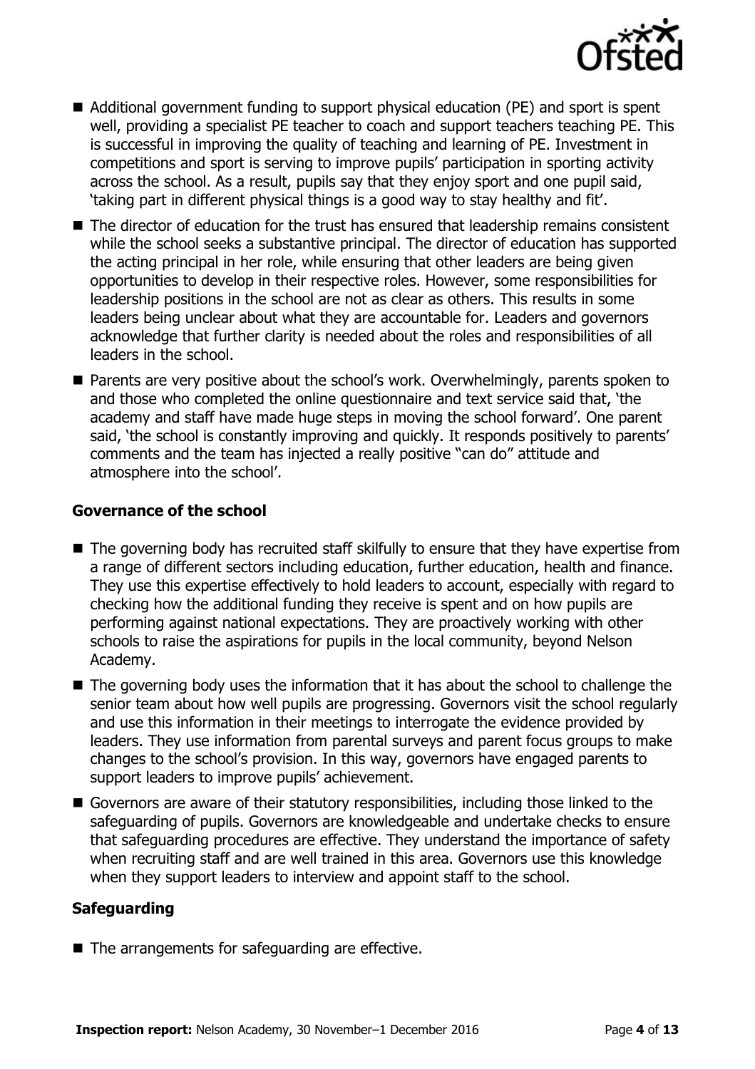- Additional government funding to support physical education (PE) and sport is spent well, providing a specialist PE teacher to coach and support teachers teaching PE. This is successful in improving the quality of teaching and learning of PE. Investment in competitions and sport is serving to improve pupils' participation in sporting activity across the school. As a result, pupils say that they enjoy sport and one pupil said, 'taking part in different physical things is a good way to stay healthy and fit'.
- The director of education for the trust has ensured that leadership remains consistent while the school seeks a substantive principal. The director of education has supported the acting principal in her role, while ensuring that other leaders are being given opportunities to develop in their respective roles. However, some responsibilities for leadership positions in the school are not as clear as others. This results in some leaders being unclear about what they are accountable for. Leaders and governors acknowledge that further clarity is needed about the roles and responsibilities of all leaders in the school.
- Parents are very positive about the school's work. Overwhelmingly, parents spoken to and those who completed the online questionnaire and text service said that, 'the academy and staff have made huge steps in moving the school forward'. One parent said, 'the school is constantly improving and quickly. It responds positively to parents' comments and the team has injected a really positive "can do" attitude and atmosphere into the school'.

### Governance of the school

- The governing body has recruited staff skilfully to ensure that they have expertise from a range of different sectors including education, further education, health and finance. They use this expertise effectively to hold leaders to account, especially with regard to checking how the additional funding they receive is spent and on how pupils are performing against national expectations. They are proactively working with other schools to raise the aspirations for pupils in the local community, beyond Nelson Academy.
- The governing body uses the information that it has about the school to challenge the senior team about how well pupils are progressing. Governors visit the school regularly and use this information in their meetings to interrogate the evidence provided by leaders. They use information from parental surveys and parent focus groups to make changes to the school's provision. In this way, governors have engaged parents to support leaders to improve pupils' achievement.
- Governors are aware of their statutory responsibilities, including those linked to the safeguarding of pupils. Governors are knowledgeable and undertake checks to ensure that safeguarding procedures are effective. They understand the importance of safety when recruiting staff and are well trained in this area. Governors use this knowledge when they support leaders to interview and appoint staff to the school.

### Safeguarding

- The arrangements for safeguarding are effective.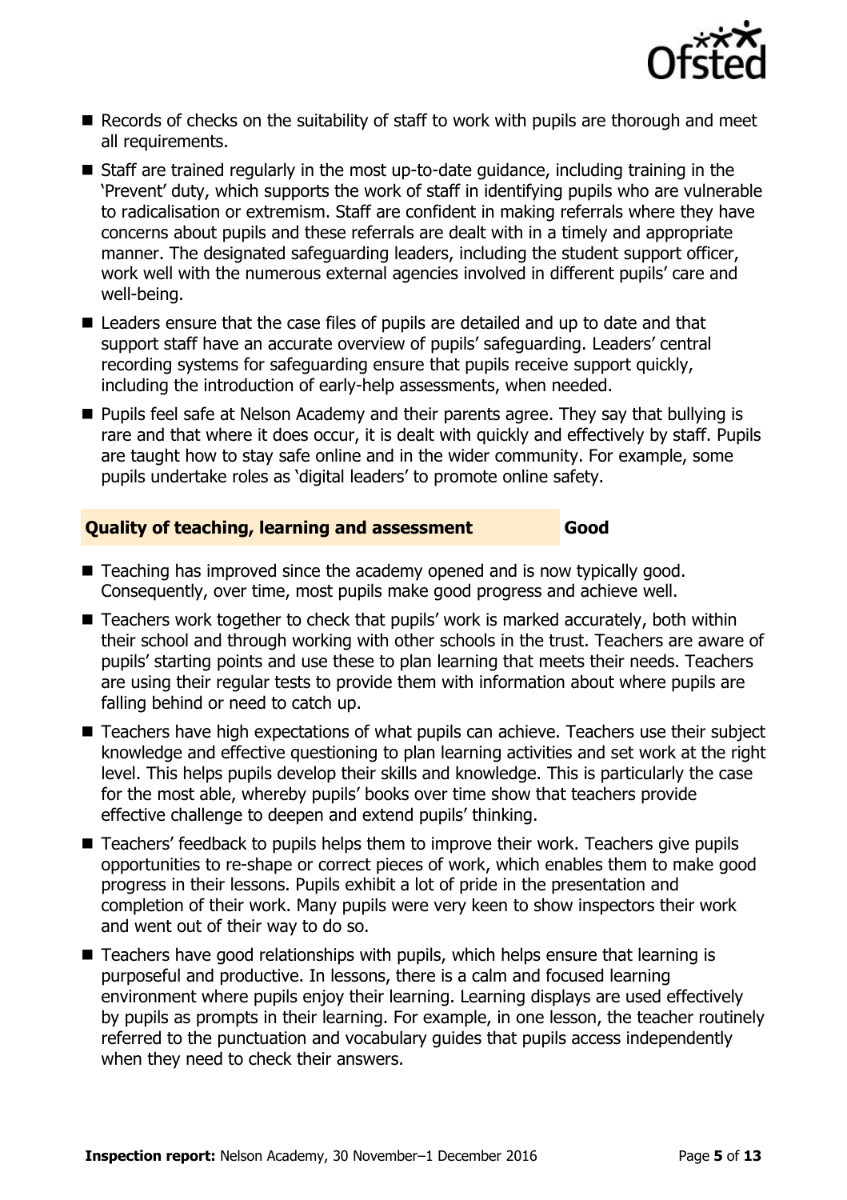- Records of checks on the suitability of staff to work with pupils are thorough and meet all requirements.
- Staff are trained regularly in the most up-to-date guidance, including training in the 'Prevent' duty, which supports the work of staff in identifying pupils who are vulnerable to radicalisation or extremism. Staff are confident in making referrals where they have concerns about pupils and these referrals are dealt with in a timely and appropriate manner. The designated safeguarding leaders, including the student support officer, work well with the numerous external agencies involved in different pupils' care and well-being.
- Leaders ensure that the case files of pupils are detailed and up to date and that support staff have an accurate overview of pupils' safeguarding. Leaders' central recording systems for safeguarding ensure that pupils receive support quickly, including the introduction of early-help assessments, when needed.
- Pupils feel safe at Nelson Academy and their parents agree. They say that bullying is rare and that where it does occur, it is dealt with quickly and effectively by staff. Pupils are taught how to stay safe online and in the wider community. For example, some pupils undertake roles as 'digital leaders' to promote online safety.

### Quality of teaching, learning and assessment — Good

- Teaching has improved since the academy opened and is now typically good. Consequently, over time, most pupils make good progress and achieve well.
- Teachers work together to check that pupils' work is marked accurately, both within their school and through working with other schools in the trust. Teachers are aware of pupils' starting points and use these to plan learning that meets their needs. Teachers are using their regular tests to provide them with information about where pupils are falling behind or need to catch up.
- Teachers have high expectations of what pupils can achieve. Teachers use their subject knowledge and effective questioning to plan learning activities and set work at the right level. This helps pupils develop their skills and knowledge. This is particularly the case for the most able, whereby pupils' books over time show that teachers provide effective challenge to deepen and extend pupils' thinking.
- Teachers' feedback to pupils helps them to improve their work. Teachers give pupils opportunities to re-shape or correct pieces of work, which enables them to make good progress in their lessons. Pupils exhibit a lot of pride in the presentation and completion of their work. Many pupils were very keen to show inspectors their work and went out of their way to do so.
- Teachers have good relationships with pupils, which helps ensure that learning is purposeful and productive. In lessons, there is a calm and focused learning environment where pupils enjoy their learning. Learning displays are used effectively by pupils as prompts in their learning. For example, in one lesson, the teacher routinely referred to the punctuation and vocabulary guides that pupils access independently when they need to check their answers.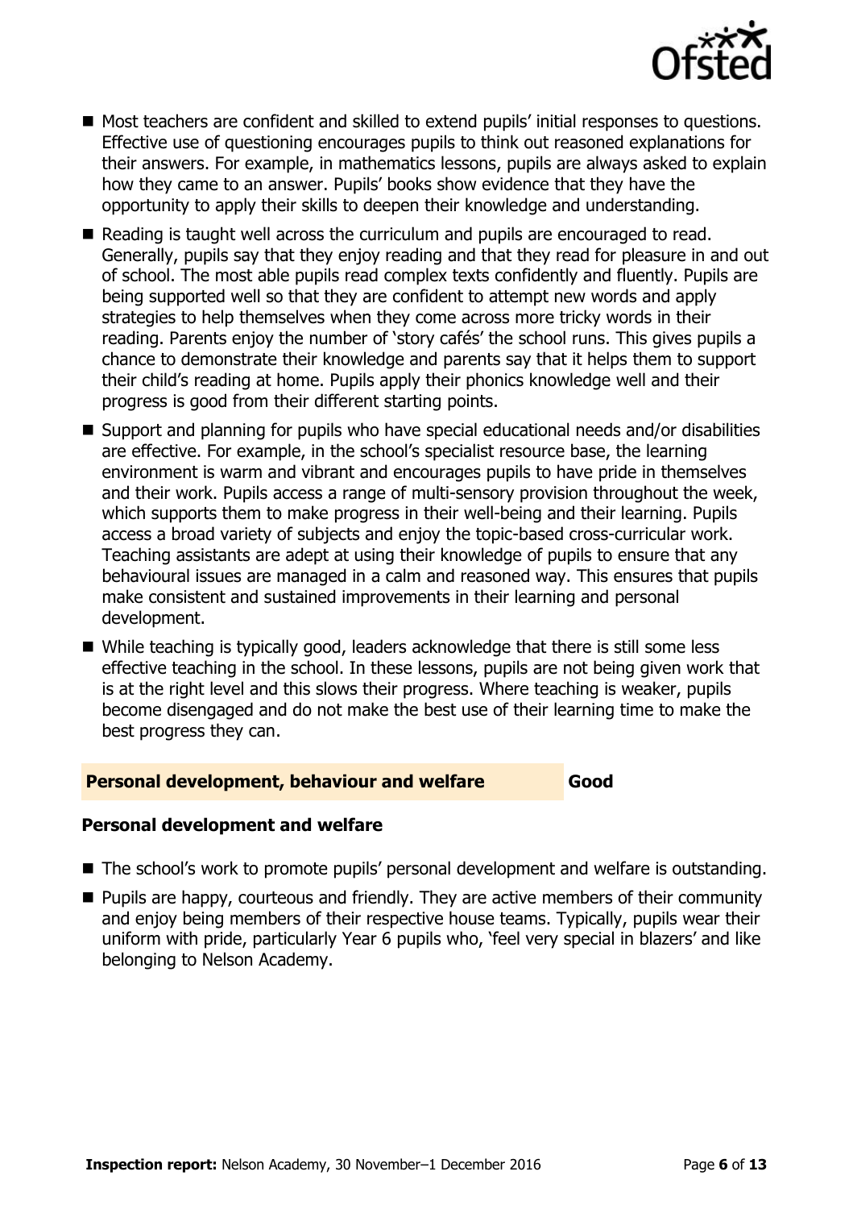- Most teachers are confident and skilled to extend pupils' initial responses to questions. Effective use of questioning encourages pupils to think out reasoned explanations for their answers. For example, in mathematics lessons, pupils are always asked to explain how they came to an answer. Pupils' books show evidence that they have the opportunity to apply their skills to deepen their knowledge and understanding.
- Reading is taught well across the curriculum and pupils are encouraged to read. Generally, pupils say that they enjoy reading and that they read for pleasure in and out of school. The most able pupils read complex texts confidently and fluently. Pupils are being supported well so that they are confident to attempt new words and apply strategies to help themselves when they come across more tricky words in their reading. Parents enjoy the number of 'story cafés' the school runs. This gives pupils a chance to demonstrate their knowledge and parents say that it helps them to support their child's reading at home. Pupils apply their phonics knowledge well and their progress is good from their different starting points.
- Support and planning for pupils who have special educational needs and/or disabilities are effective. For example, in the school's specialist resource base, the learning environment is warm and vibrant and encourages pupils to have pride in themselves and their work. Pupils access a range of multi-sensory provision throughout the week, which supports them to make progress in their well-being and their learning. Pupils access a broad variety of subjects and enjoy the topic-based cross-curricular work. Teaching assistants are adept at using their knowledge of pupils to ensure that any behavioural issues are managed in a calm and reasoned way. This ensures that pupils make consistent and sustained improvements in their learning and personal development.
- While teaching is typically good, leaders acknowledge that there is still some less effective teaching in the school. In these lessons, pupils are not being given work that is at the right level and this slows their progress. Where teaching is weaker, pupils become disengaged and do not make the best use of their learning time to make the best progress they can.

## Personal development, behaviour and welfare — Good

### Personal development and welfare

- The school's work to promote pupils' personal development and welfare is outstanding.
- Pupils are happy, courteous and friendly. They are active members of their community and enjoy being members of their respective house teams. Typically, pupils wear their uniform with pride, particularly Year 6 pupils who, 'feel very special in blazers' and like belonging to Nelson Academy.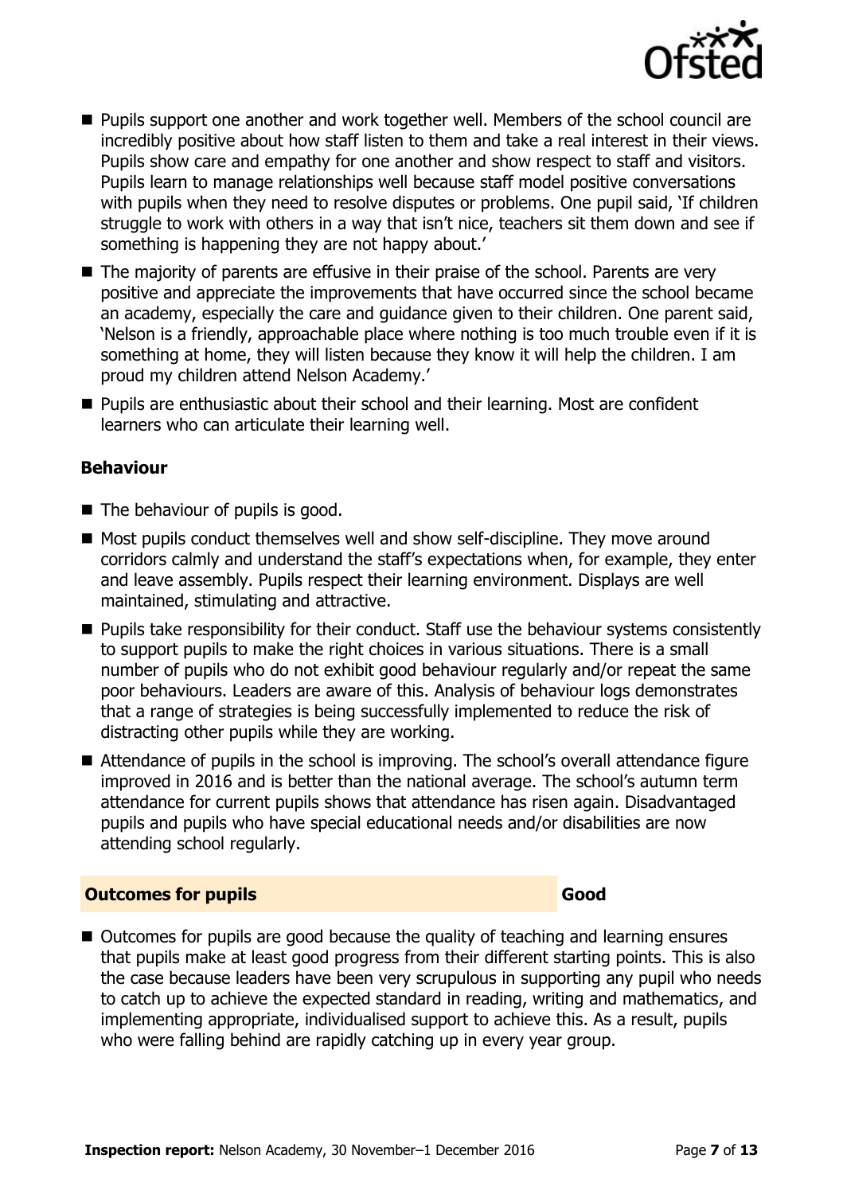- Pupils support one another and work together well. Members of the school council are incredibly positive about how staff listen to them and take a real interest in their views. Pupils show care and empathy for one another and show respect to staff and visitors. Pupils learn to manage relationships well because staff model positive conversations with pupils when they need to resolve disputes or problems. One pupil said, 'If children struggle to work with others in a way that isn't nice, teachers sit them down and see if something is happening they are not happy about.'
- The majority of parents are effusive in their praise of the school. Parents are very positive and appreciate the improvements that have occurred since the school became an academy, especially the care and guidance given to their children. One parent said, 'Nelson is a friendly, approachable place where nothing is too much trouble even if it is something at home, they will listen because they know it will help the children. I am proud my children attend Nelson Academy.'
- Pupils are enthusiastic about their school and their learning. Most are confident learners who can articulate their learning well.

**Behaviour**

- The behaviour of pupils is good.
- Most pupils conduct themselves well and show self-discipline. They move around corridors calmly and understand the staff's expectations when, for example, they enter and leave assembly. Pupils respect their learning environment. Displays are well maintained, stimulating and attractive.
- Pupils take responsibility for their conduct. Staff use the behaviour systems consistently to support pupils to make the right choices in various situations. There is a small number of pupils who do not exhibit good behaviour regularly and/or repeat the same poor behaviours. Leaders are aware of this. Analysis of behaviour logs demonstrates that a range of strategies is being successfully implemented to reduce the risk of distracting other pupils while they are working.
- Attendance of pupils in the school is improving. The school's overall attendance figure improved in 2016 and is better than the national average. The school's autumn term attendance for current pupils shows that attendance has risen again. Disadvantaged pupils and pupils who have special educational needs and/or disabilities are now attending school regularly.

| **Outcomes for pupils** | **Good** |
| --- | --- |

- Outcomes for pupils are good because the quality of teaching and learning ensures that pupils make at least good progress from their different starting points. This is also the case because leaders have been very scrupulous in supporting any pupil who needs to catch up to achieve the expected standard in reading, writing and mathematics, and implementing appropriate, individualised support to achieve this. As a result, pupils who were falling behind are rapidly catching up in every year group.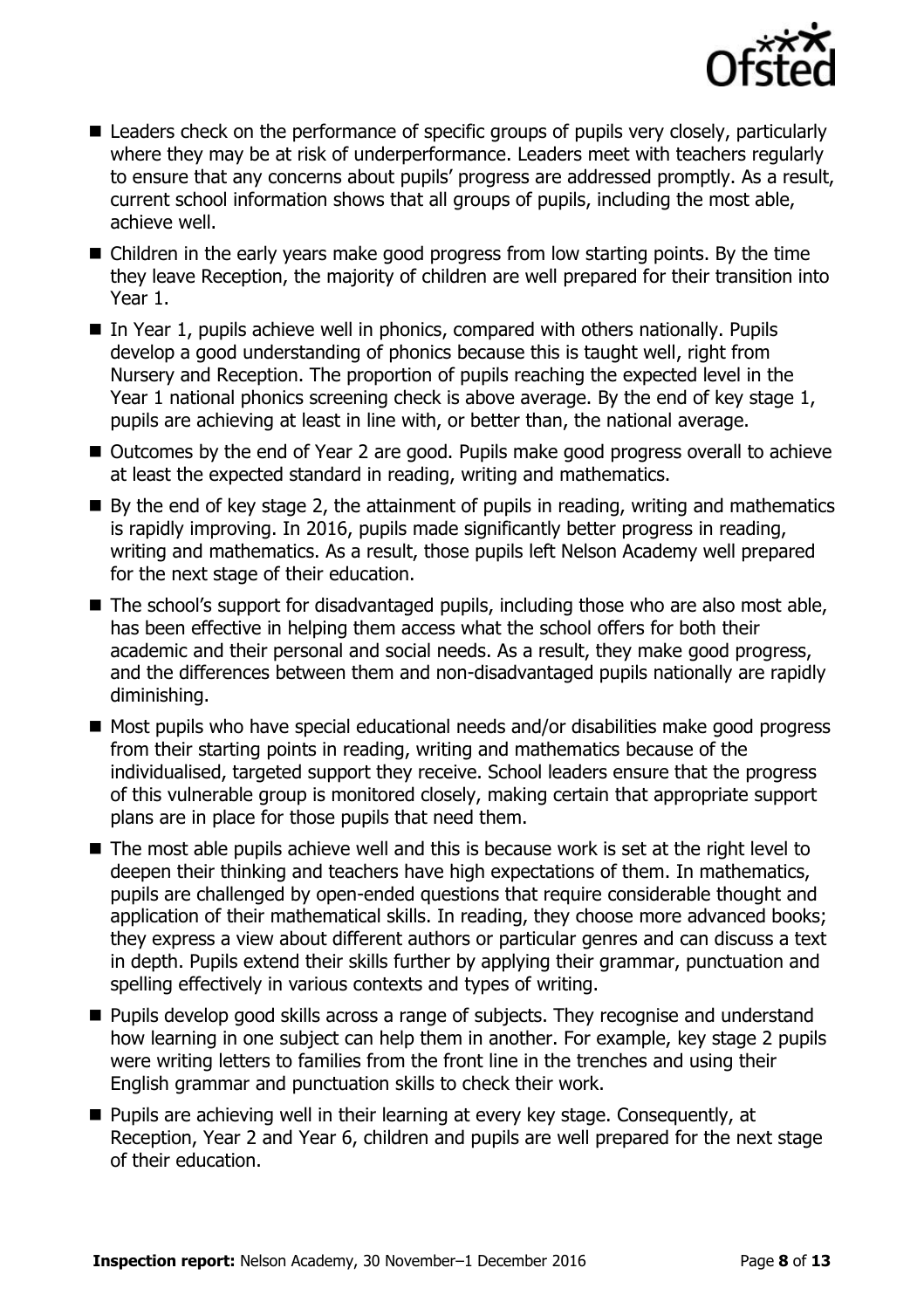- Leaders check on the performance of specific groups of pupils very closely, particularly where they may be at risk of underperformance. Leaders meet with teachers regularly to ensure that any concerns about pupils' progress are addressed promptly. As a result, current school information shows that all groups of pupils, including the most able, achieve well.
- Children in the early years make good progress from low starting points. By the time they leave Reception, the majority of children are well prepared for their transition into Year 1.
- In Year 1, pupils achieve well in phonics, compared with others nationally. Pupils develop a good understanding of phonics because this is taught well, right from Nursery and Reception. The proportion of pupils reaching the expected level in the Year 1 national phonics screening check is above average. By the end of key stage 1, pupils are achieving at least in line with, or better than, the national average.
- Outcomes by the end of Year 2 are good. Pupils make good progress overall to achieve at least the expected standard in reading, writing and mathematics.
- By the end of key stage 2, the attainment of pupils in reading, writing and mathematics is rapidly improving. In 2016, pupils made significantly better progress in reading, writing and mathematics. As a result, those pupils left Nelson Academy well prepared for the next stage of their education.
- The school's support for disadvantaged pupils, including those who are also most able, has been effective in helping them access what the school offers for both their academic and their personal and social needs. As a result, they make good progress, and the differences between them and non-disadvantaged pupils nationally are rapidly diminishing.
- Most pupils who have special educational needs and/or disabilities make good progress from their starting points in reading, writing and mathematics because of the individualised, targeted support they receive. School leaders ensure that the progress of this vulnerable group is monitored closely, making certain that appropriate support plans are in place for those pupils that need them.
- The most able pupils achieve well and this is because work is set at the right level to deepen their thinking and teachers have high expectations of them. In mathematics, pupils are challenged by open-ended questions that require considerable thought and application of their mathematical skills. In reading, they choose more advanced books; they express a view about different authors or particular genres and can discuss a text in depth. Pupils extend their skills further by applying their grammar, punctuation and spelling effectively in various contexts and types of writing.
- Pupils develop good skills across a range of subjects. They recognise and understand how learning in one subject can help them in another. For example, key stage 2 pupils were writing letters to families from the front line in the trenches and using their English grammar and punctuation skills to check their work.
- Pupils are achieving well in their learning at every key stage. Consequently, at Reception, Year 2 and Year 6, children and pupils are well prepared for the next stage of their education.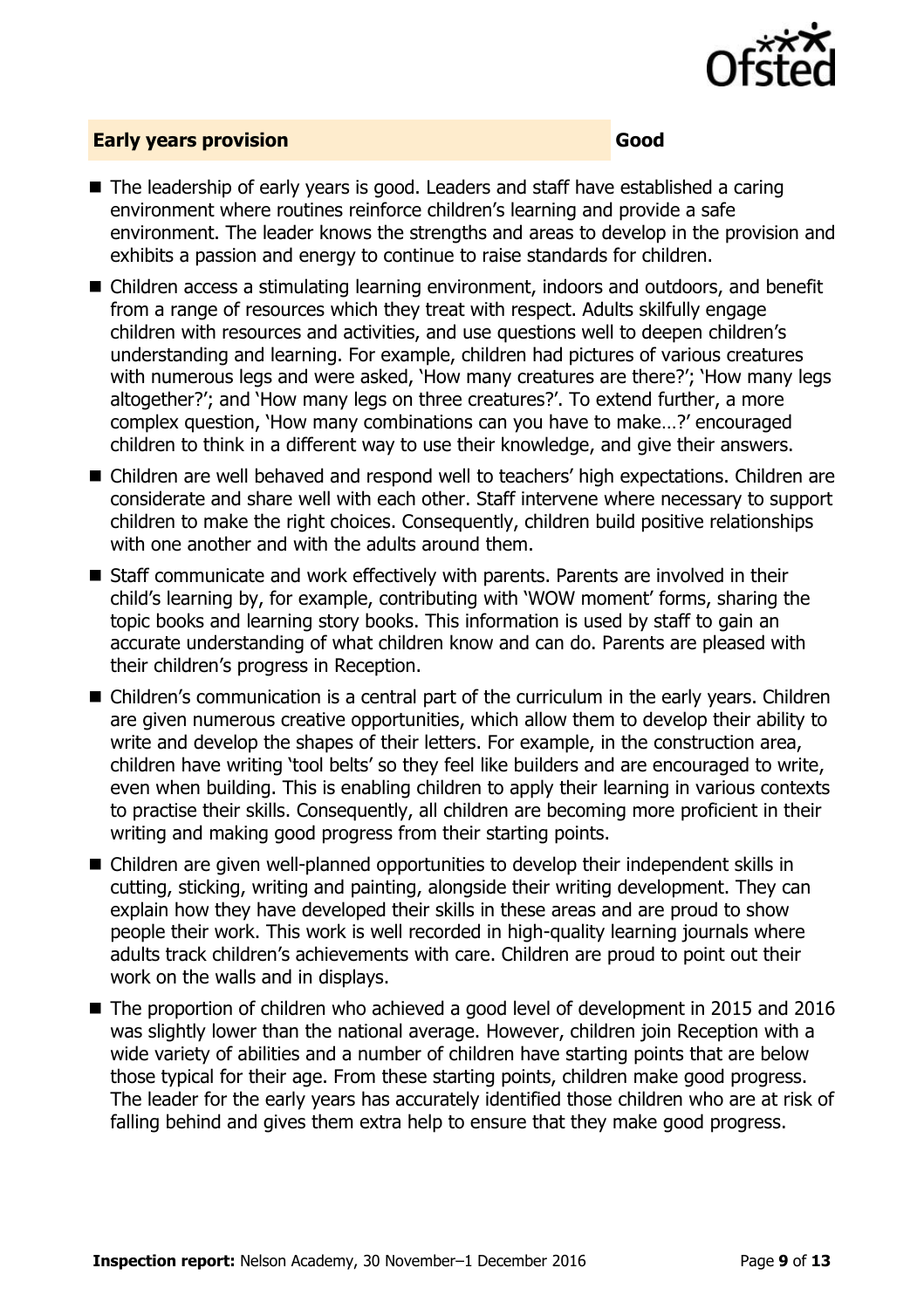## Early years provision — Good

- The leadership of early years is good. Leaders and staff have established a caring environment where routines reinforce children's learning and provide a safe environment. The leader knows the strengths and areas to develop in the provision and exhibits a passion and energy to continue to raise standards for children.
- Children access a stimulating learning environment, indoors and outdoors, and benefit from a range of resources which they treat with respect. Adults skilfully engage children with resources and activities, and use questions well to deepen children's understanding and learning. For example, children had pictures of various creatures with numerous legs and were asked, 'How many creatures are there?'; 'How many legs altogether?'; and 'How many legs on three creatures?'. To extend further, a more complex question, 'How many combinations can you have to make…?' encouraged children to think in a different way to use their knowledge, and give their answers.
- Children are well behaved and respond well to teachers' high expectations. Children are considerate and share well with each other. Staff intervene where necessary to support children to make the right choices. Consequently, children build positive relationships with one another and with the adults around them.
- Staff communicate and work effectively with parents. Parents are involved in their child's learning by, for example, contributing with 'WOW moment' forms, sharing the topic books and learning story books. This information is used by staff to gain an accurate understanding of what children know and can do. Parents are pleased with their children's progress in Reception.
- Children's communication is a central part of the curriculum in the early years. Children are given numerous creative opportunities, which allow them to develop their ability to write and develop the shapes of their letters. For example, in the construction area, children have writing 'tool belts' so they feel like builders and are encouraged to write, even when building. This is enabling children to apply their learning in various contexts to practise their skills. Consequently, all children are becoming more proficient in their writing and making good progress from their starting points.
- Children are given well-planned opportunities to develop their independent skills in cutting, sticking, writing and painting, alongside their writing development. They can explain how they have developed their skills in these areas and are proud to show people their work. This work is well recorded in high-quality learning journals where adults track children's achievements with care. Children are proud to point out their work on the walls and in displays.
- The proportion of children who achieved a good level of development in 2015 and 2016 was slightly lower than the national average. However, children join Reception with a wide variety of abilities and a number of children have starting points that are below those typical for their age. From these starting points, children make good progress. The leader for the early years has accurately identified those children who are at risk of falling behind and gives them extra help to ensure that they make good progress.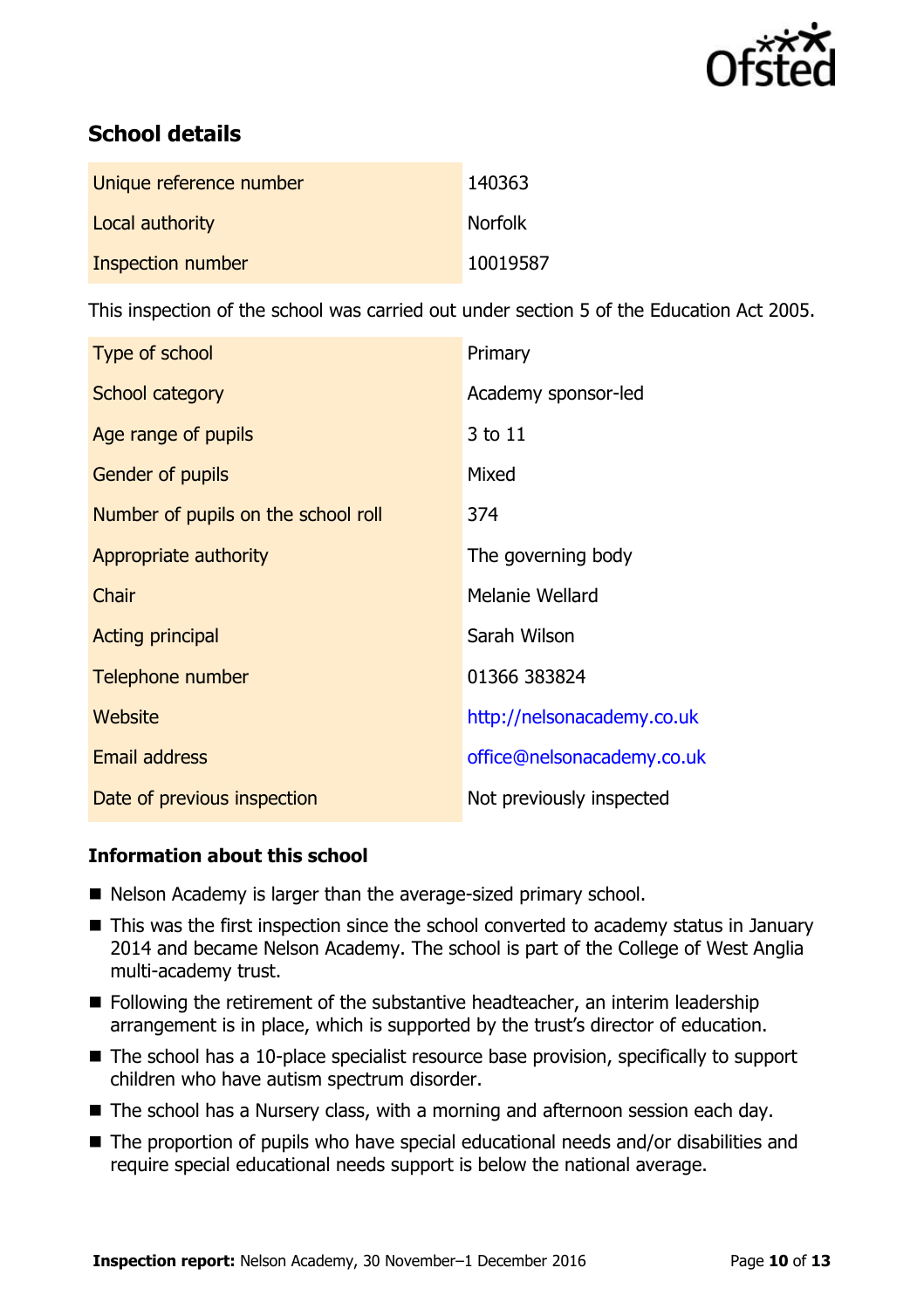## School details

| | |
|---|---|
| Unique reference number | 140363 |
| Local authority | Norfolk |
| Inspection number | 10019587 |

This inspection of the school was carried out under section 5 of the Education Act 2005.

| | |
|---|---|
| Type of school | Primary |
| School category | Academy sponsor-led |
| Age range of pupils | 3 to 11 |
| Gender of pupils | Mixed |
| Number of pupils on the school roll | 374 |
| Appropriate authority | The governing body |
| Chair | Melanie Wellard |
| Acting principal | Sarah Wilson |
| Telephone number | 01366 383824 |
| Website | http://nelsonacademy.co.uk |
| Email address | office@nelsonacademy.co.uk |
| Date of previous inspection | Not previously inspected |

### Information about this school

- Nelson Academy is larger than the average-sized primary school.
- This was the first inspection since the school converted to academy status in January 2014 and became Nelson Academy. The school is part of the College of West Anglia multi-academy trust.
- Following the retirement of the substantive headteacher, an interim leadership arrangement is in place, which is supported by the trust's director of education.
- The school has a 10-place specialist resource base provision, specifically to support children who have autism spectrum disorder.
- The school has a Nursery class, with a morning and afternoon session each day.
- The proportion of pupils who have special educational needs and/or disabilities and require special educational needs support is below the national average.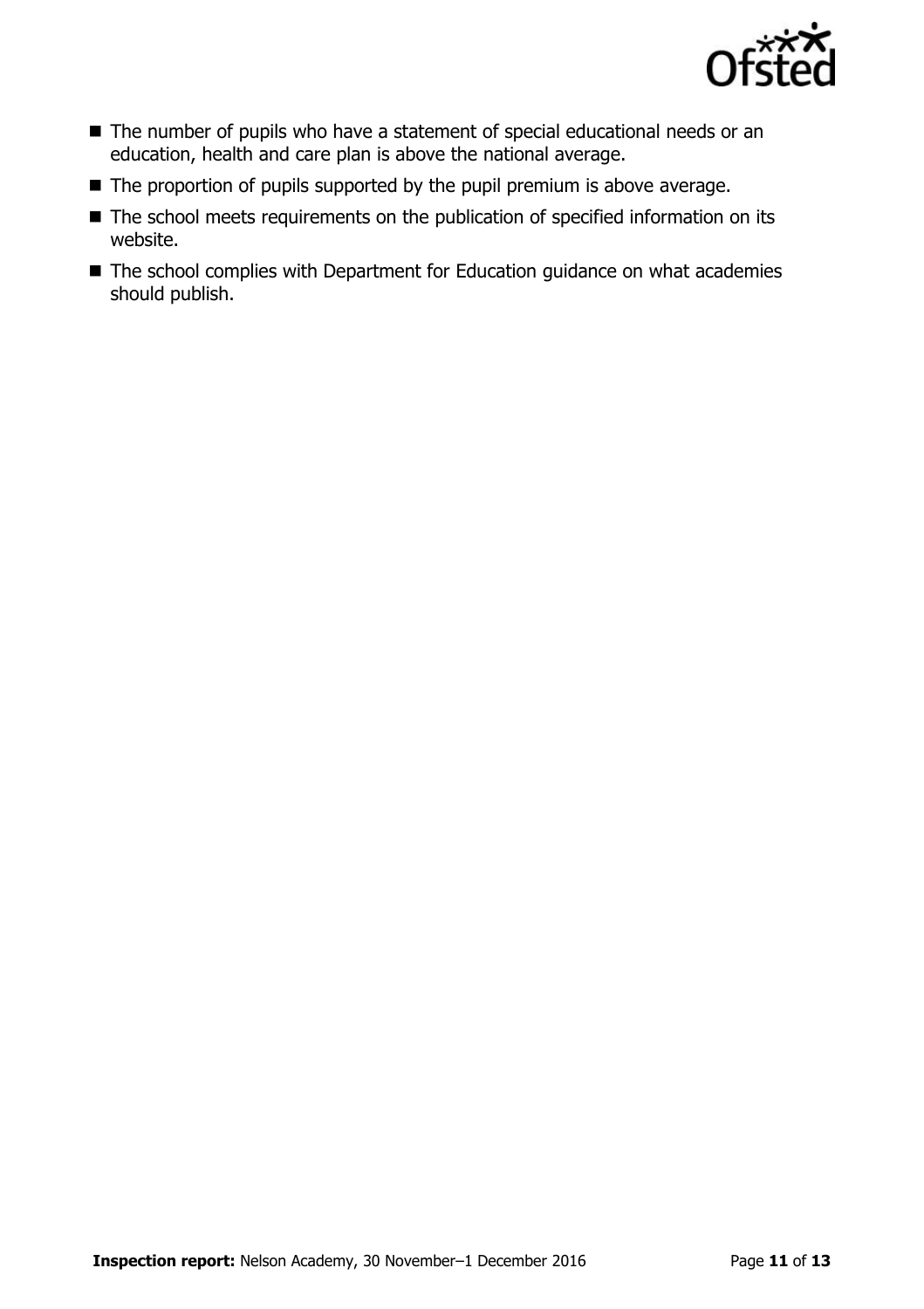- The number of pupils who have a statement of special educational needs or an education, health and care plan is above the national average.
- The proportion of pupils supported by the pupil premium is above average.
- The school meets requirements on the publication of specified information on its website.
- The school complies with Department for Education guidance on what academies should publish.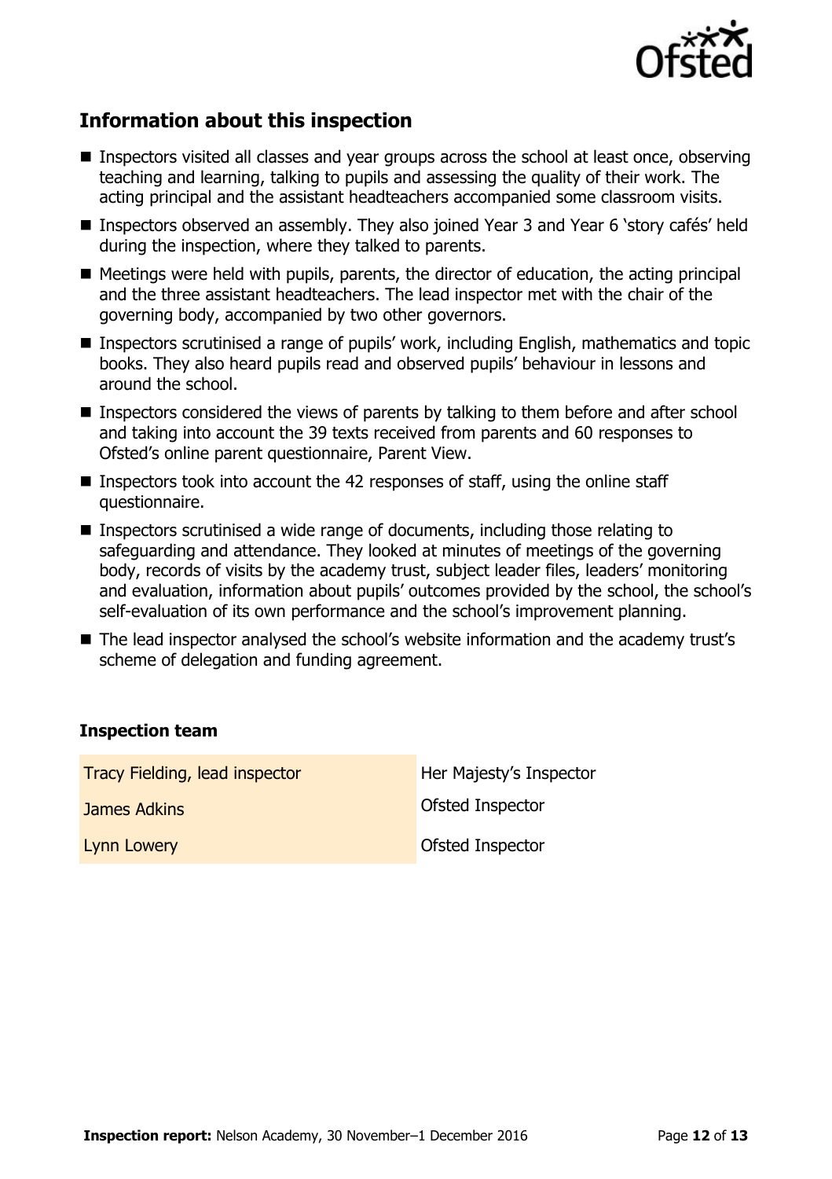## Information about this inspection

- Inspectors visited all classes and year groups across the school at least once, observing teaching and learning, talking to pupils and assessing the quality of their work. The acting principal and the assistant headteachers accompanied some classroom visits.
- Inspectors observed an assembly. They also joined Year 3 and Year 6 'story cafés' held during the inspection, where they talked to parents.
- Meetings were held with pupils, parents, the director of education, the acting principal and the three assistant headteachers. The lead inspector met with the chair of the governing body, accompanied by two other governors.
- Inspectors scrutinised a range of pupils' work, including English, mathematics and topic books. They also heard pupils read and observed pupils' behaviour in lessons and around the school.
- Inspectors considered the views of parents by talking to them before and after school and taking into account the 39 texts received from parents and 60 responses to Ofsted's online parent questionnaire, Parent View.
- Inspectors took into account the 42 responses of staff, using the online staff questionnaire.
- Inspectors scrutinised a wide range of documents, including those relating to safeguarding and attendance. They looked at minutes of meetings of the governing body, records of visits by the academy trust, subject leader files, leaders' monitoring and evaluation, information about pupils' outcomes provided by the school, the school's self-evaluation of its own performance and the school's improvement planning.
- The lead inspector analysed the school's website information and the academy trust's scheme of delegation and funding agreement.

### Inspection team

| | |
|---|---|
| Tracy Fielding, lead inspector | Her Majesty's Inspector |
| James Adkins | Ofsted Inspector |
| Lynn Lowery | Ofsted Inspector |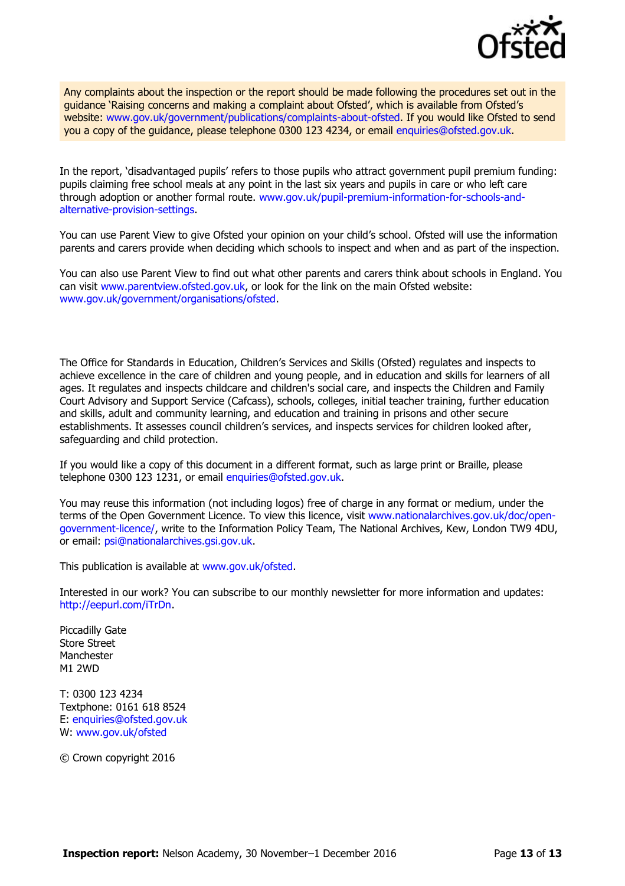Any complaints about the inspection or the report should be made following the procedures set out in the guidance 'Raising concerns and making a complaint about Ofsted', which is available from Ofsted's website: www.gov.uk/government/publications/complaints-about-ofsted. If you would like Ofsted to send you a copy of the guidance, please telephone 0300 123 4234, or email enquiries@ofsted.gov.uk.

In the report, 'disadvantaged pupils' refers to those pupils who attract government pupil premium funding: pupils claiming free school meals at any point in the last six years and pupils in care or who left care through adoption or another formal route. www.gov.uk/pupil-premium-information-for-schools-and-alternative-provision-settings.

You can use Parent View to give Ofsted your opinion on your child's school. Ofsted will use the information parents and carers provide when deciding which schools to inspect and when and as part of the inspection.

You can also use Parent View to find out what other parents and carers think about schools in England. You can visit www.parentview.ofsted.gov.uk, or look for the link on the main Ofsted website: www.gov.uk/government/organisations/ofsted.

The Office for Standards in Education, Children's Services and Skills (Ofsted) regulates and inspects to achieve excellence in the care of children and young people, and in education and skills for learners of all ages. It regulates and inspects childcare and children's social care, and inspects the Children and Family Court Advisory and Support Service (Cafcass), schools, colleges, initial teacher training, further education and skills, adult and community learning, and education and training in prisons and other secure establishments. It assesses council children's services, and inspects services for children looked after, safeguarding and child protection.

If you would like a copy of this document in a different format, such as large print or Braille, please telephone 0300 123 1231, or email enquiries@ofsted.gov.uk.

You may reuse this information (not including logos) free of charge in any format or medium, under the terms of the Open Government Licence. To view this licence, visit www.nationalarchives.gov.uk/doc/open-government-licence/, write to the Information Policy Team, The National Archives, Kew, London TW9 4DU, or email: psi@nationalarchives.gsi.gov.uk.

This publication is available at www.gov.uk/ofsted.

Interested in our work? You can subscribe to our monthly newsletter for more information and updates: http://eepurl.com/iTrDn.

Piccadilly Gate
Store Street
Manchester
M1 2WD

T: 0300 123 4234
Textphone: 0161 618 8524
E: enquiries@ofsted.gov.uk
W: www.gov.uk/ofsted

© Crown copyright 2016